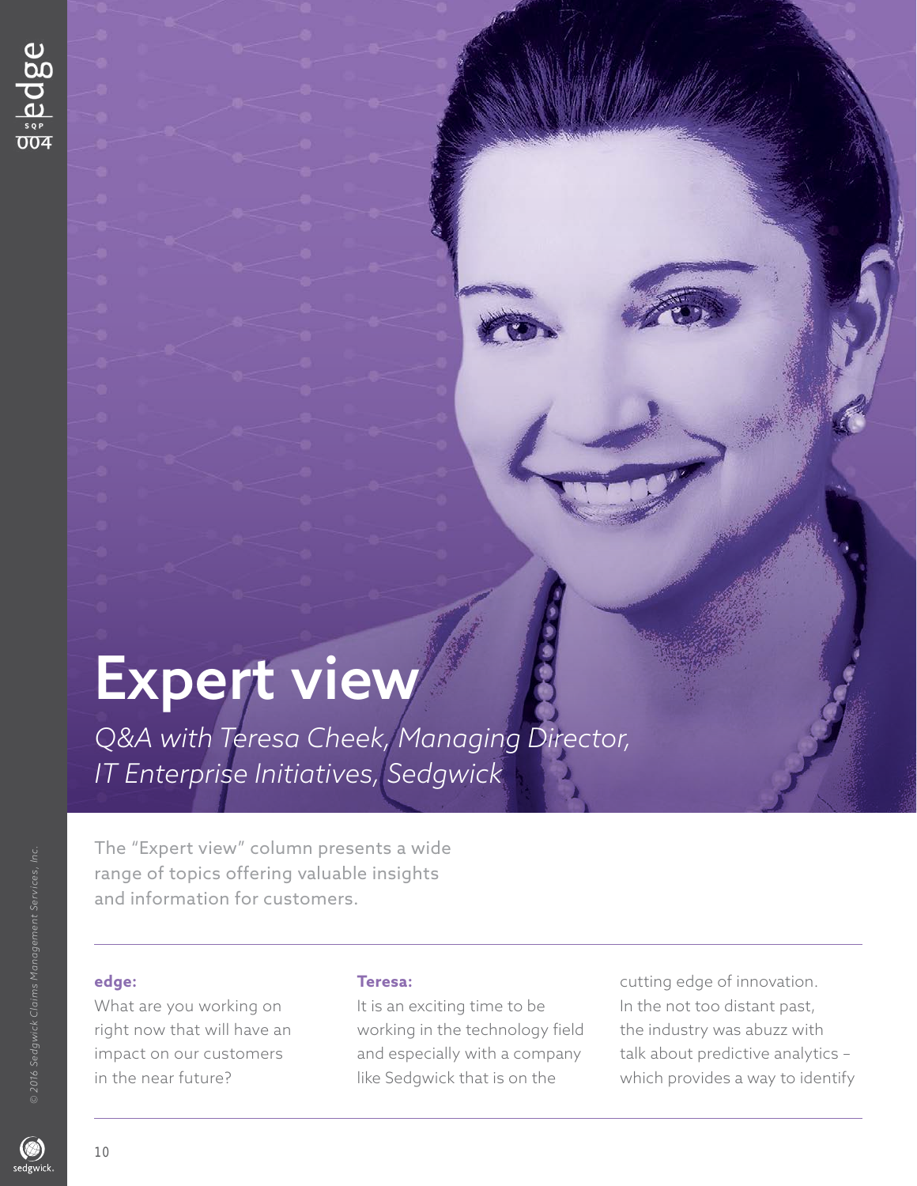# Expert view

*Q&A with Teresa Cheek, Managing Director, IT Enterprise Initiatives, Sedgwick*

The "Expert view" column presents a wide range of topics offering valuable insights and information for customers.

**edge:**
What are you working on right now that will have an impact on our customers in the near future?

**Teresa:**
It is an exciting time to be working in the technology field and especially with a company like Sedgwick that is on the cutting edge of innovation. In the not too distant past, the industry was abuzz with talk about predictive analytics – which provides a way to identify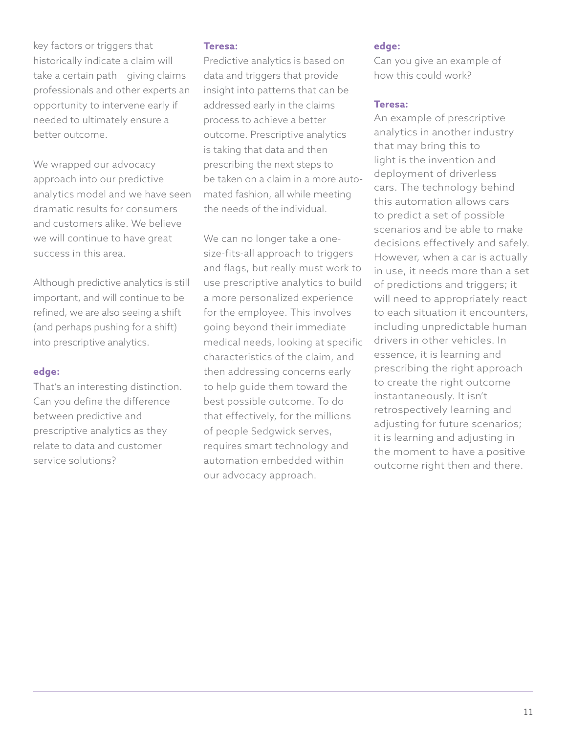key factors or triggers that historically indicate a claim will take a certain path – giving claims professionals and other experts an opportunity to intervene early if needed to ultimately ensure a better outcome.

We wrapped our advocacy approach into our predictive analytics model and we have seen dramatic results for consumers and customers alike. We believe we will continue to have great success in this area.

Although predictive analytics is still important, and will continue to be refined, we are also seeing a shift (and perhaps pushing for a shift) into prescriptive analytics.

**edge:**
That's an interesting distinction. Can you define the difference between predictive and prescriptive analytics as they relate to data and customer service solutions?

**Teresa:**
Predictive analytics is based on data and triggers that provide insight into patterns that can be addressed early in the claims process to achieve a better outcome. Prescriptive analytics is taking that data and then prescribing the next steps to be taken on a claim in a more automated fashion, all while meeting the needs of the individual.

We can no longer take a one-size-fits-all approach to triggers and flags, but really must work to use prescriptive analytics to build a more personalized experience for the employee. This involves going beyond their immediate medical needs, looking at specific characteristics of the claim, and then addressing concerns early to help guide them toward the best possible outcome. To do that effectively, for the millions of people Sedgwick serves, requires smart technology and automation embedded within our advocacy approach.

**edge:**
Can you give an example of how this could work?

**Teresa:**
An example of prescriptive analytics in another industry that may bring this to light is the invention and deployment of driverless cars. The technology behind this automation allows cars to predict a set of possible scenarios and be able to make decisions effectively and safely. However, when a car is actually in use, it needs more than a set of predictions and triggers; it will need to appropriately react to each situation it encounters, including unpredictable human drivers in other vehicles. In essence, it is learning and prescribing the right approach to create the right outcome instantaneously. It isn't retrospectively learning and adjusting for future scenarios; it is learning and adjusting in the moment to have a positive outcome right then and there.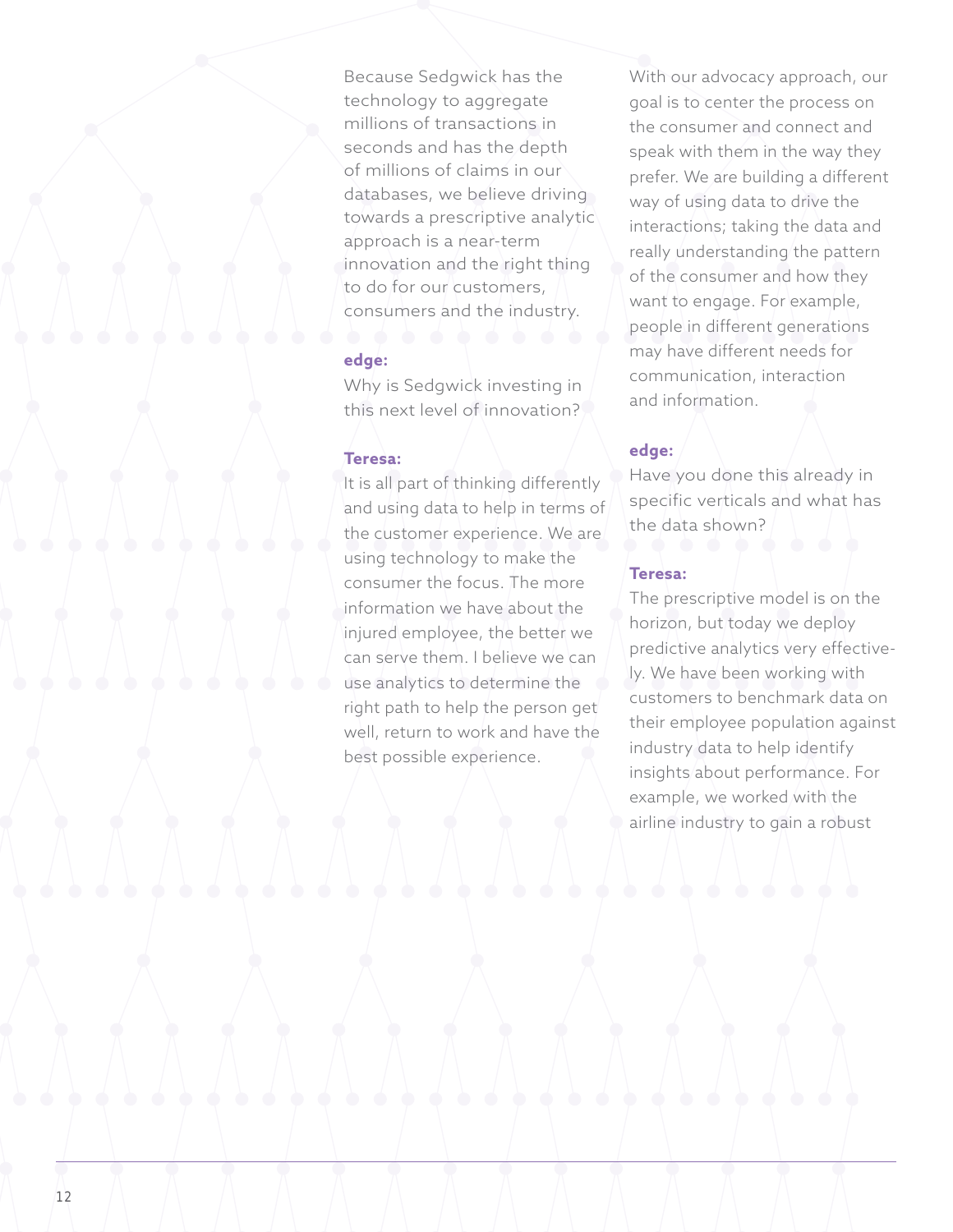Because Sedgwick has the technology to aggregate millions of transactions in seconds and has the depth of millions of claims in our databases, we believe driving towards a prescriptive analytic approach is a near-term innovation and the right thing to do for our customers, consumers and the industry.

**edge:**

Why is Sedgwick investing in this next level of innovation?

**Teresa:**

It is all part of thinking differently and using data to help in terms of the customer experience. We are using technology to make the consumer the focus. The more information we have about the injured employee, the better we can serve them. I believe we can use analytics to determine the right path to help the person get well, return to work and have the best possible experience.

With our advocacy approach, our goal is to center the process on the consumer and connect and speak with them in the way they prefer. We are building a different way of using data to drive the interactions; taking the data and really understanding the pattern of the consumer and how they want to engage. For example, people in different generations may have different needs for communication, interaction and information.

**edge:**

Have you done this already in specific verticals and what has the data shown?

**Teresa:**

The prescriptive model is on the horizon, but today we deploy predictive analytics very effectively. We have been working with customers to benchmark data on their employee population against industry data to help identify insights about performance. For example, we worked with the airline industry to gain a robust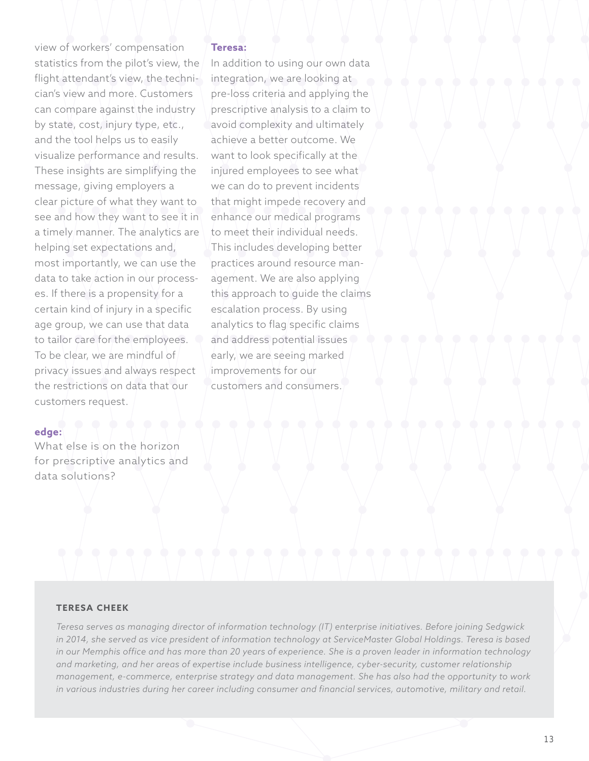view of workers' compensation statistics from the pilot's view, the flight attendant's view, the technician's view and more. Customers can compare against the industry by state, cost, injury type, etc., and the tool helps us to easily visualize performance and results. These insights are simplifying the message, giving employers a clear picture of what they want to see and how they want to see it in a timely manner. The analytics are helping set expectations and, most importantly, we can use the data to take action in our processes. If there is a propensity for a certain kind of injury in a specific age group, we can use that data to tailor care for the employees. To be clear, we are mindful of privacy issues and always respect the restrictions on data that our customers request.

**edge:**
What else is on the horizon for prescriptive analytics and data solutions?

**Teresa:**
In addition to using our own data integration, we are looking at pre-loss criteria and applying the prescriptive analysis to a claim to avoid complexity and ultimately achieve a better outcome. We want to look specifically at the injured employees to see what we can do to prevent incidents that might impede recovery and enhance our medical programs to meet their individual needs. This includes developing better practices around resource management. We are also applying this approach to guide the claims escalation process. By using analytics to flag specific claims and address potential issues early, we are seeing marked improvements for our customers and consumers.

**TERESA CHEEK**

*Teresa serves as managing director of information technology (IT) enterprise initiatives. Before joining Sedgwick in 2014, she served as vice president of information technology at ServiceMaster Global Holdings. Teresa is based in our Memphis office and has more than 20 years of experience. She is a proven leader in information technology and marketing, and her areas of expertise include business intelligence, cyber-security, customer relationship management, e-commerce, enterprise strategy and data management. She has also had the opportunity to work in various industries during her career including consumer and financial services, automotive, military and retail.*